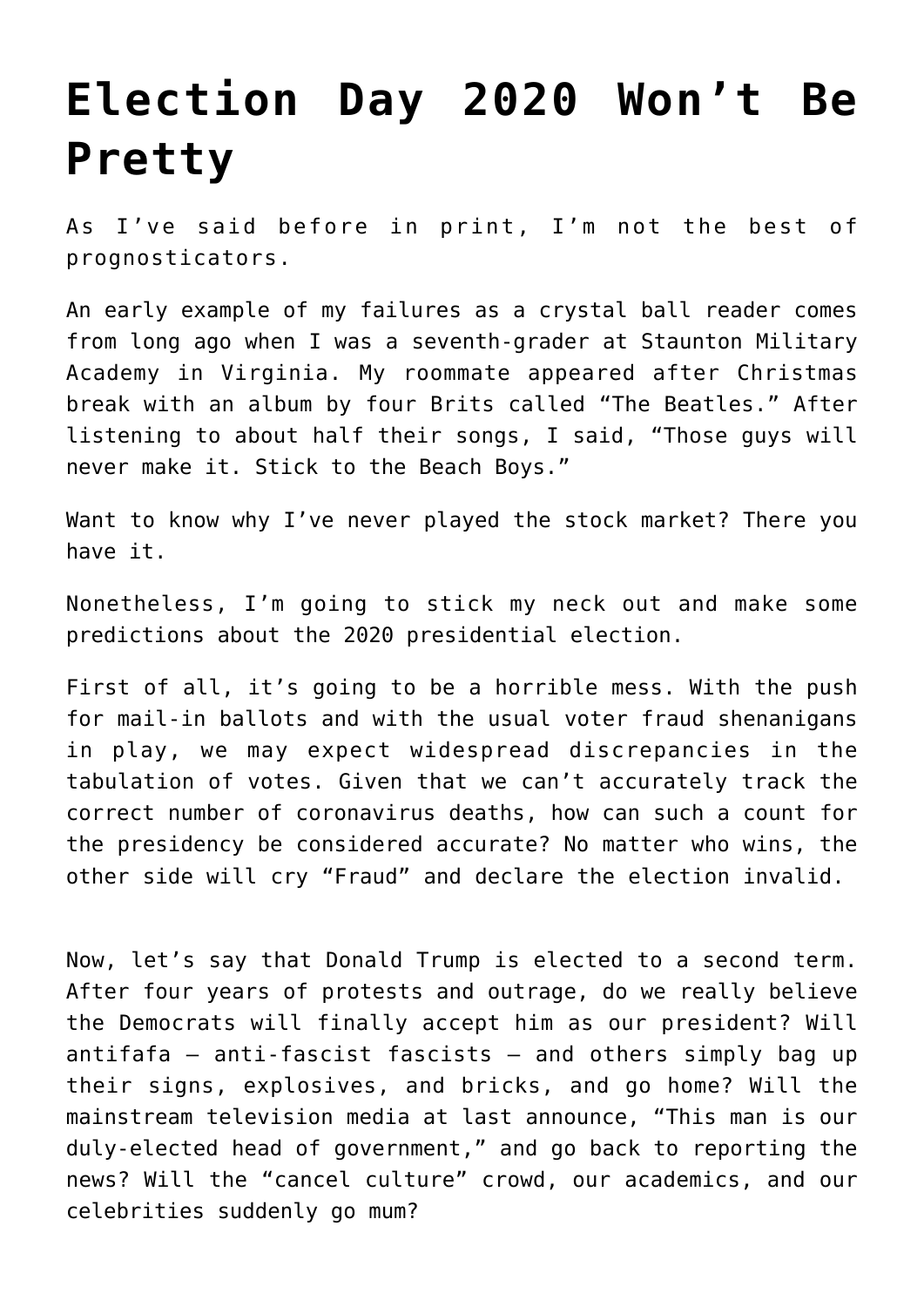# Election Day 2020 Won't Be Pretty

As I've said before in print, I'm not the best of prognosticators.

An early example of my failures as a crystal ball reader comes from long ago when I was a seventh-grader at Staunton Military Academy in Virginia. My roommate appeared after Christmas break with an album by four Brits called "The Beatles." After listening to about half their songs, I said, "Those guys will never make it. Stick to the Beach Boys."

Want to know why I've never played the stock market? There you have it.

Nonetheless, I'm going to stick my neck out and make some predictions about the 2020 presidential election.

First of all, it's going to be a horrible mess. With the push for mail-in ballots and with the usual voter fraud shenanigans in play, we may expect widespread discrepancies in the tabulation of votes. Given that we can't accurately track the correct number of coronavirus deaths, how can such a count for the presidency be considered accurate? No matter who wins, the other side will cry "Fraud" and declare the election invalid.

Now, let's say that Donald Trump is elected to a second term. After four years of protests and outrage, do we really believe the Democrats will finally accept him as our president? Will antifafa – anti-fascist fascists – and others simply bag up their signs, explosives, and bricks, and go home? Will the mainstream television media at last announce, "This man is our duly-elected head of government," and go back to reporting the news? Will the "cancel culture" crowd, our academics, and our celebrities suddenly go mum?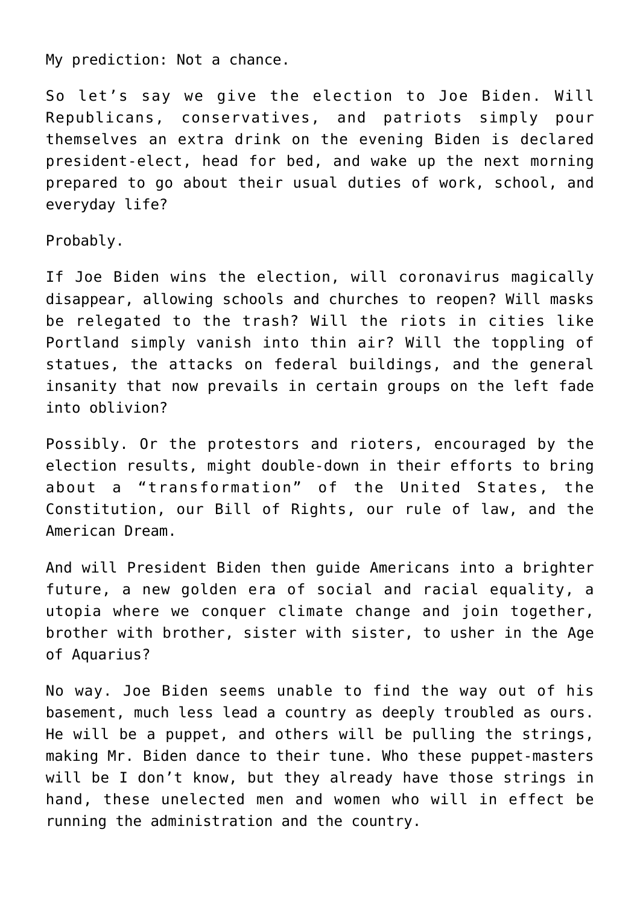My prediction: Not a chance.

So let’s say we give the election to Joe Biden. Will Republicans, conservatives, and patriots simply pour themselves an extra drink on the evening Biden is declared president-elect, head for bed, and wake up the next morning prepared to go about their usual duties of work, school, and everyday life?

Probably.

If Joe Biden wins the election, will coronavirus magically disappear, allowing schools and churches to reopen? Will masks be relegated to the trash? Will the riots in cities like Portland simply vanish into thin air? Will the toppling of statues, the attacks on federal buildings, and the general insanity that now prevails in certain groups on the left fade into oblivion?

Possibly. Or the protestors and rioters, encouraged by the election results, might double-down in their efforts to bring about a “transformation” of the United States, the Constitution, our Bill of Rights, our rule of law, and the American Dream.

And will President Biden then guide Americans into a brighter future, a new golden era of social and racial equality, a utopia where we conquer climate change and join together, brother with brother, sister with sister, to usher in the Age of Aquarius?

No way. Joe Biden seems unable to find the way out of his basement, much less lead a country as deeply troubled as ours. He will be a puppet, and others will be pulling the strings, making Mr. Biden dance to their tune. Who these puppet-masters will be I don’t know, but they already have those strings in hand, these unelected men and women who will in effect be running the administration and the country.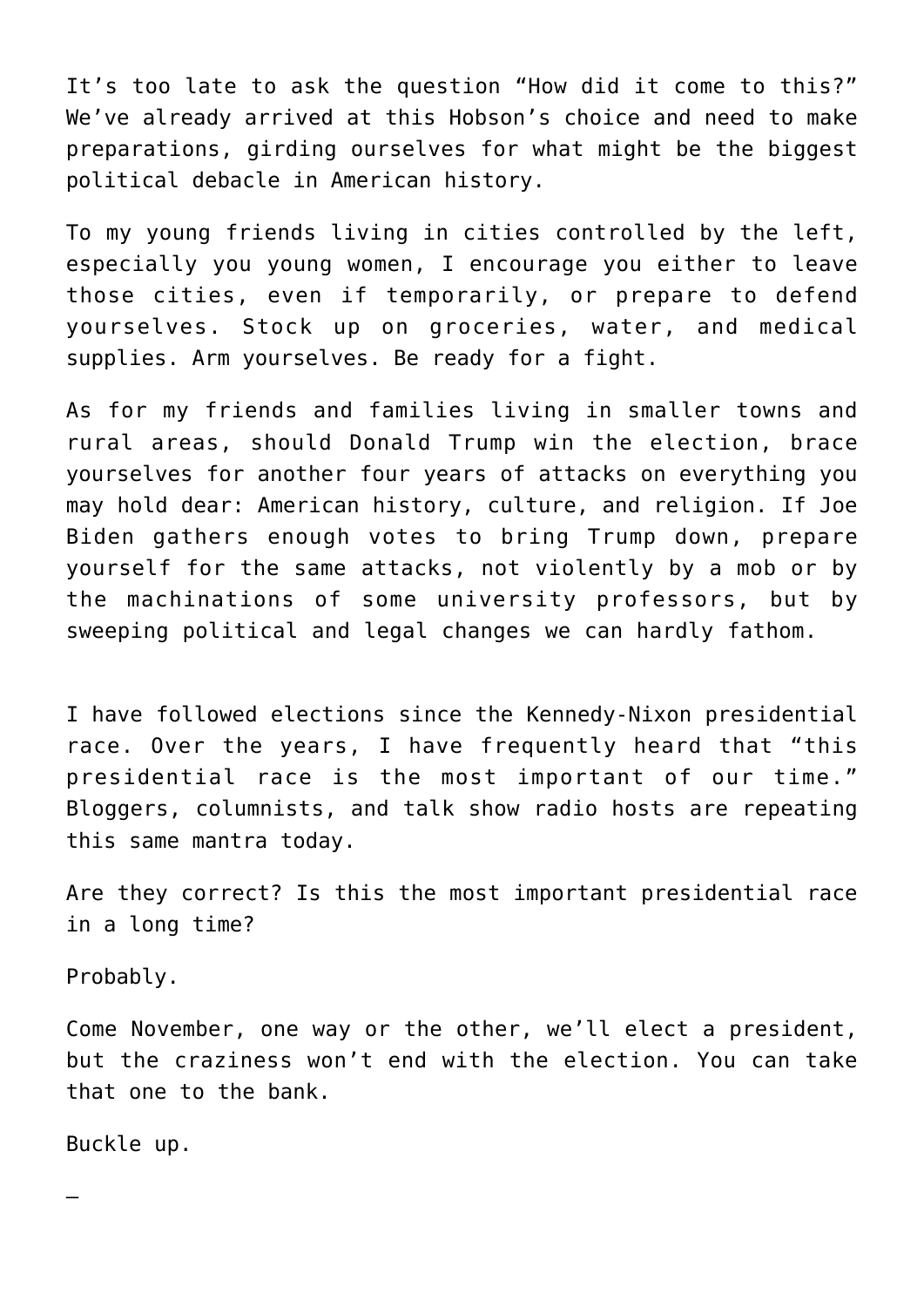It's too late to ask the question "How did it come to this?" We've already arrived at this Hobson's choice and need to make preparations, girding ourselves for what might be the biggest political debacle in American history.

To my young friends living in cities controlled by the left, especially you young women, I encourage you either to leave those cities, even if temporarily, or prepare to defend yourselves. Stock up on groceries, water, and medical supplies. Arm yourselves. Be ready for a fight.

As for my friends and families living in smaller towns and rural areas, should Donald Trump win the election, brace yourselves for another four years of attacks on everything you may hold dear: American history, culture, and religion. If Joe Biden gathers enough votes to bring Trump down, prepare yourself for the same attacks, not violently by a mob or by the machinations of some university professors, but by sweeping political and legal changes we can hardly fathom.

I have followed elections since the Kennedy-Nixon presidential race. Over the years, I have frequently heard that "this presidential race is the most important of our time." Bloggers, columnists, and talk show radio hosts are repeating this same mantra today.

Are they correct? Is this the most important presidential race in a long time?

Probably.

Come November, one way or the other, we'll elect a president, but the craziness won't end with the election. You can take that one to the bank.

Buckle up.

—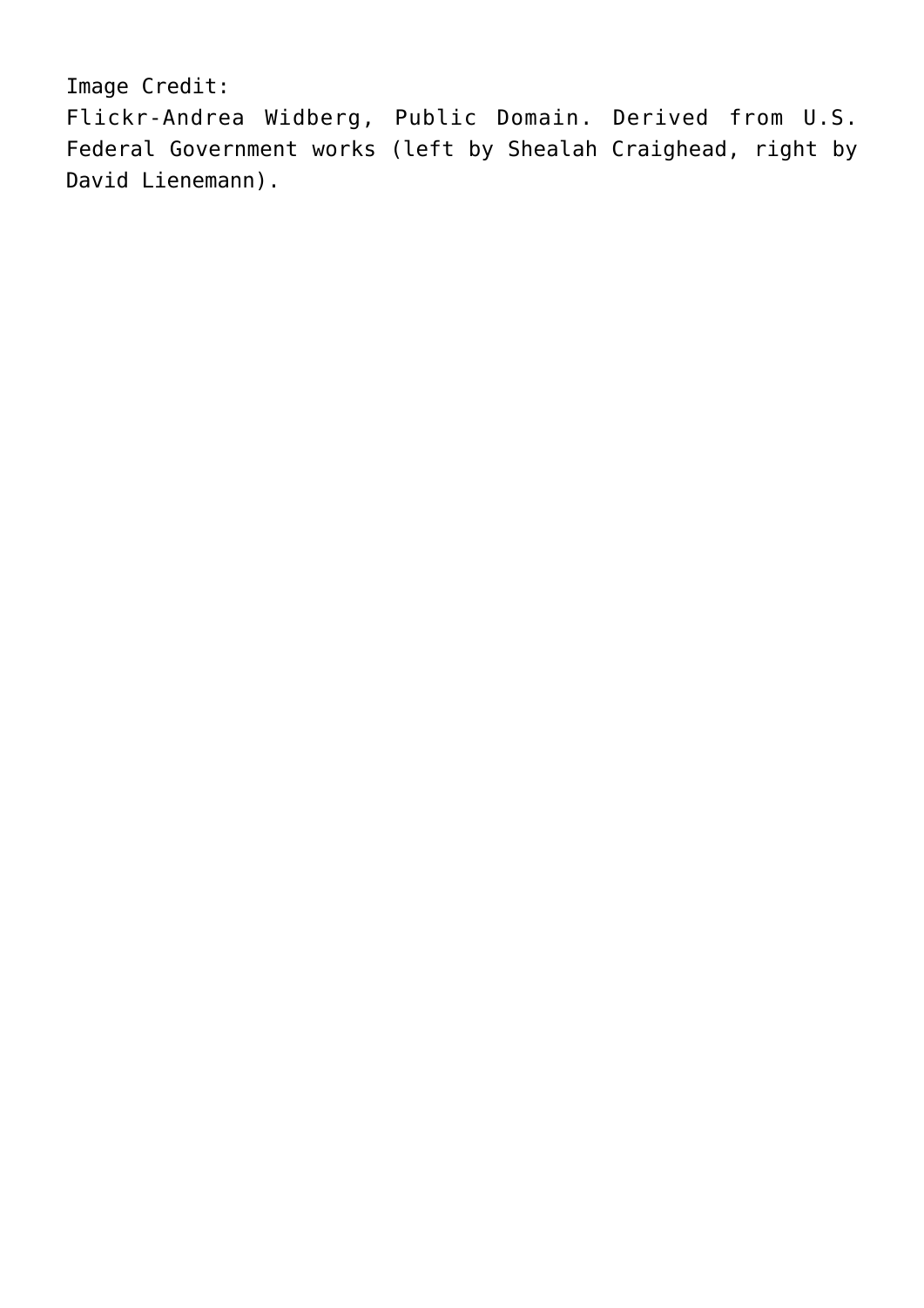Image Credit:
Flickr-Andrea Widberg, Public Domain. Derived from U.S. Federal Government works (left by Shealah Craighead, right by David Lienemann).